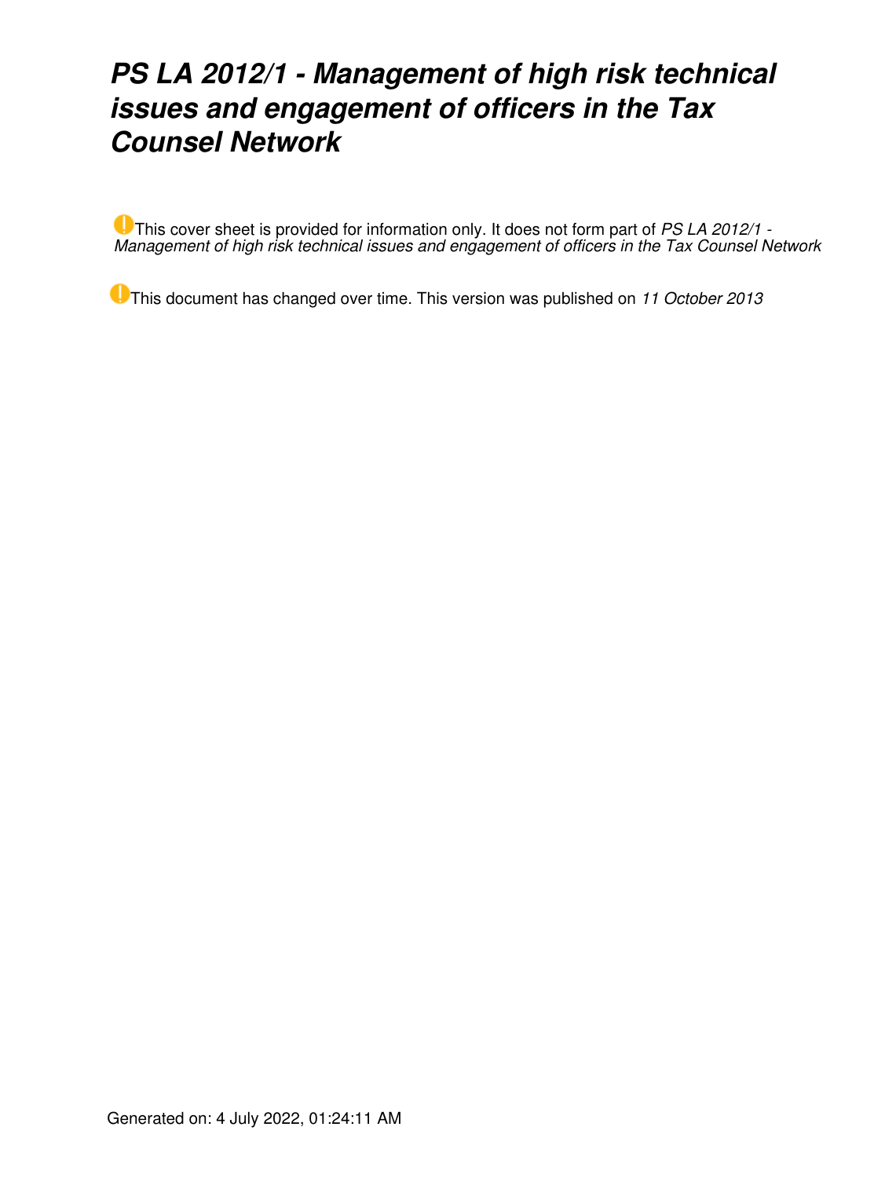# *PS LA 2012/1 - Management of high risk technical issues and engagement of officers in the Tax Counsel Network*

This cover sheet is provided for information only. It does not form part of *PS LA 2012/1 - Management of high risk technical issues and engagement of officers in the Tax Counsel Network*

This document has changed over time. This version was published on *11 October 2013*

Generated on: 4 July 2022, 01:24:11 AM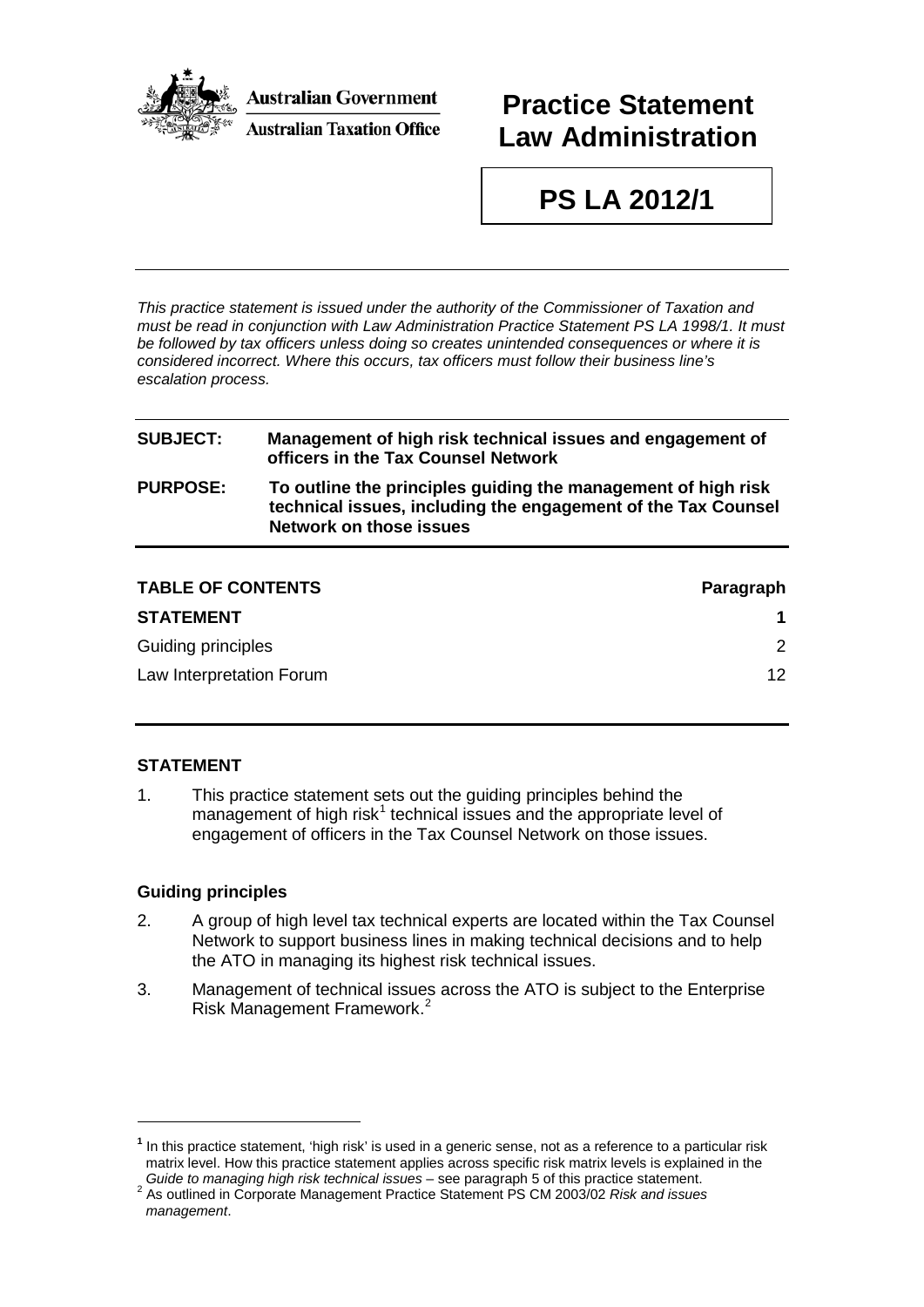**Australian Government**

**Australian Taxation Office**

# Practice Statement Law Administration

# PS LA 2012/1

*This practice statement is issued under the authority of the Commissioner of Taxation and must be read in conjunction with Law Administration Practice Statement PS LA 1998/1. It must be followed by tax officers unless doing so creates unintended consequences or where it is considered incorrect. Where this occurs, tax officers must follow their business line's escalation process.*

| | |
|---|---|
| **SUBJECT:** | **Management of high risk technical issues and engagement of officers in the Tax Counsel Network** |
| **PURPOSE:** | **To outline the principles guiding the management of high risk technical issues, including the engagement of the Tax Counsel Network on those issues** |

| **TABLE OF CONTENTS** | **Paragraph** |
|---|---|
| **STATEMENT** | **1** |
| Guiding principles | 2 |
| Law Interpretation Forum | 12 |

## STATEMENT

1. This practice statement sets out the guiding principles behind the management of high risk[1] technical issues and the appropriate level of engagement of officers in the Tax Counsel Network on those issues.

### Guiding principles

2. A group of high level tax technical experts are located within the Tax Counsel Network to support business lines in making technical decisions and to help the ATO in managing its highest risk technical issues.

3. Management of technical issues across the ATO is subject to the Enterprise Risk Management Framework.[2]

---

[1] In this practice statement, 'high risk' is used in a generic sense, not as a reference to a particular risk matrix level. How this practice statement applies across specific risk matrix levels is explained in the *Guide to managing high risk technical issues* – see paragraph 5 of this practice statement.

[2] As outlined in Corporate Management Practice Statement PS CM 2003/02 *Risk and issues management*.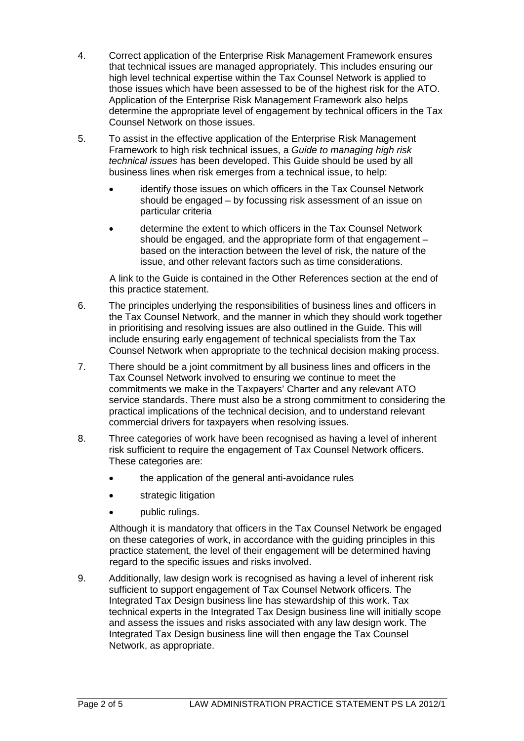4. Correct application of the Enterprise Risk Management Framework ensures that technical issues are managed appropriately. This includes ensuring our high level technical expertise within the Tax Counsel Network is applied to those issues which have been assessed to be of the highest risk for the ATO. Application of the Enterprise Risk Management Framework also helps determine the appropriate level of engagement by technical officers in the Tax Counsel Network on those issues.

5. To assist in the effective application of the Enterprise Risk Management Framework to high risk technical issues, a *Guide to managing high risk technical issues* has been developed. This Guide should be used by all business lines when risk emerges from a technical issue, to help:

   - identify those issues on which officers in the Tax Counsel Network should be engaged – by focussing risk assessment of an issue on particular criteria
   - determine the extent to which officers in the Tax Counsel Network should be engaged, and the appropriate form of that engagement – based on the interaction between the level of risk, the nature of the issue, and other relevant factors such as time considerations.

   A link to the Guide is contained in the Other References section at the end of this practice statement.

6. The principles underlying the responsibilities of business lines and officers in the Tax Counsel Network, and the manner in which they should work together in prioritising and resolving issues are also outlined in the Guide. This will include ensuring early engagement of technical specialists from the Tax Counsel Network when appropriate to the technical decision making process.

7. There should be a joint commitment by all business lines and officers in the Tax Counsel Network involved to ensuring we continue to meet the commitments we make in the Taxpayers' Charter and any relevant ATO service standards. There must also be a strong commitment to considering the practical implications of the technical decision, and to understand relevant commercial drivers for taxpayers when resolving issues.

8. Three categories of work have been recognised as having a level of inherent risk sufficient to require the engagement of Tax Counsel Network officers. These categories are:

   - the application of the general anti-avoidance rules
   - strategic litigation
   - public rulings.

   Although it is mandatory that officers in the Tax Counsel Network be engaged on these categories of work, in accordance with the guiding principles in this practice statement, the level of their engagement will be determined having regard to the specific issues and risks involved.

9. Additionally, law design work is recognised as having a level of inherent risk sufficient to support engagement of Tax Counsel Network officers. The Integrated Tax Design business line has stewardship of this work. Tax technical experts in the Integrated Tax Design business line will initially scope and assess the issues and risks associated with any law design work. The Integrated Tax Design business line will then engage the Tax Counsel Network, as appropriate.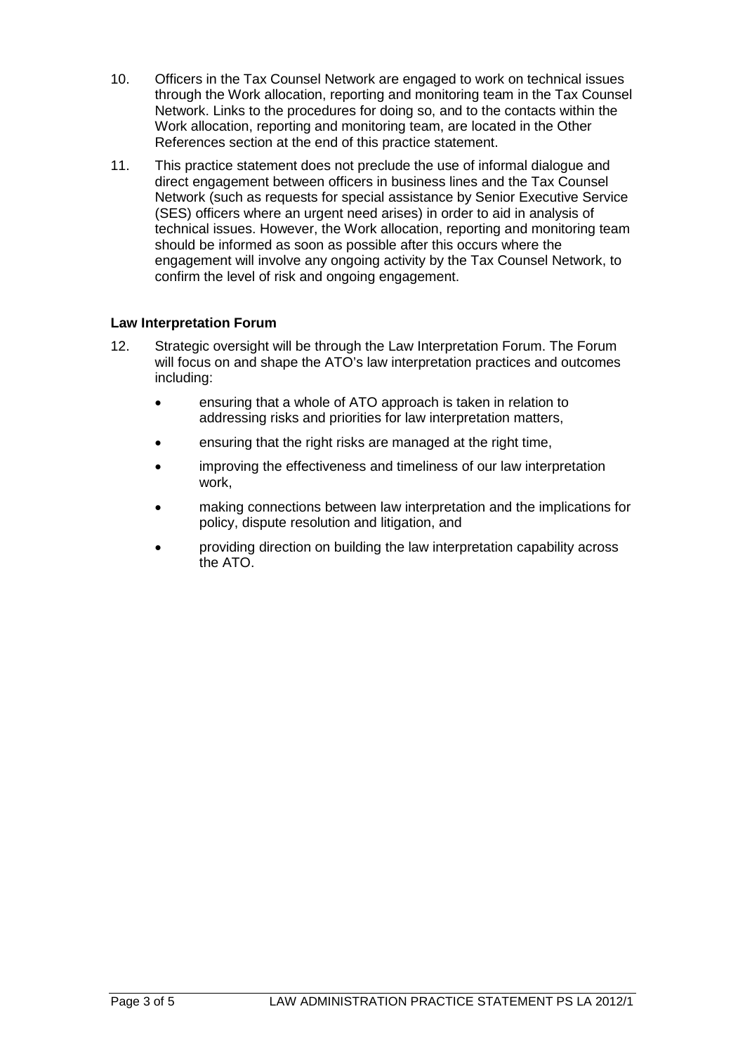10. Officers in the Tax Counsel Network are engaged to work on technical issues through the Work allocation, reporting and monitoring team in the Tax Counsel Network. Links to the procedures for doing so, and to the contacts within the Work allocation, reporting and monitoring team, are located in the Other References section at the end of this practice statement.

11. This practice statement does not preclude the use of informal dialogue and direct engagement between officers in business lines and the Tax Counsel Network (such as requests for special assistance by Senior Executive Service (SES) officers where an urgent need arises) in order to aid in analysis of technical issues. However, the Work allocation, reporting and monitoring team should be informed as soon as possible after this occurs where the engagement will involve any ongoing activity by the Tax Counsel Network, to confirm the level of risk and ongoing engagement.

**Law Interpretation Forum**

12. Strategic oversight will be through the Law Interpretation Forum. The Forum will focus on and shape the ATO's law interpretation practices and outcomes including:

    - ensuring that a whole of ATO approach is taken in relation to addressing risks and priorities for law interpretation matters,
    - ensuring that the right risks are managed at the right time,
    - improving the effectiveness and timeliness of our law interpretation work,
    - making connections between law interpretation and the implications for policy, dispute resolution and litigation, and
    - providing direction on building the law interpretation capability across the ATO.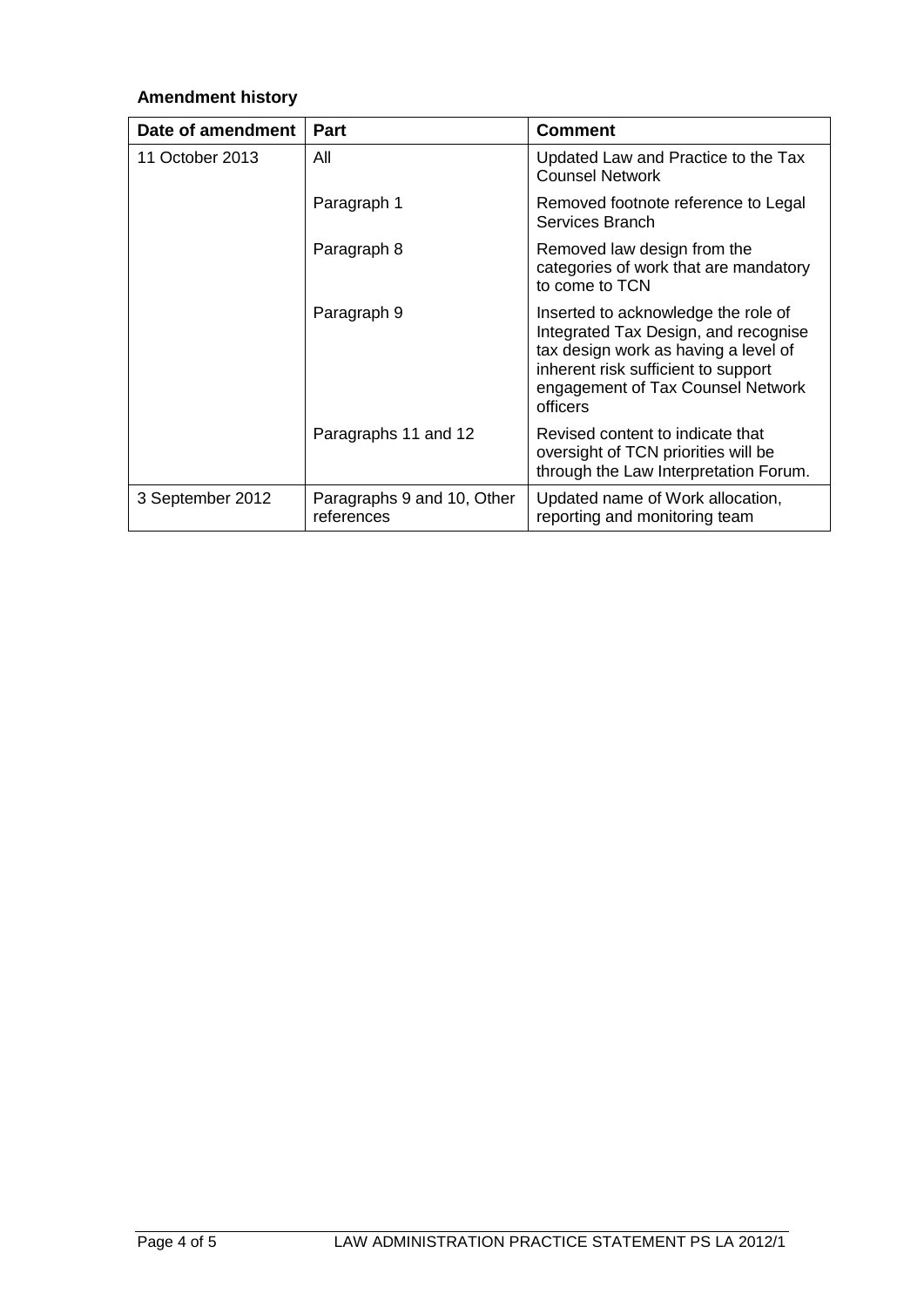**Amendment history**

| Date of amendment | Part | Comment |
|---|---|---|
| 11 October 2013 | All | Updated Law and Practice to the Tax Counsel Network |
| | Paragraph 1 | Removed footnote reference to Legal Services Branch |
| | Paragraph 8 | Removed law design from the categories of work that are mandatory to come to TCN |
| | Paragraph 9 | Inserted to acknowledge the role of Integrated Tax Design, and recognise tax design work as having a level of inherent risk sufficient to support engagement of Tax Counsel Network officers |
| | Paragraphs 11 and 12 | Revised content to indicate that oversight of TCN priorities will be through the Law Interpretation Forum. |
| 3 September 2012 | Paragraphs 9 and 10, Other references | Updated name of Work allocation, reporting and monitoring team |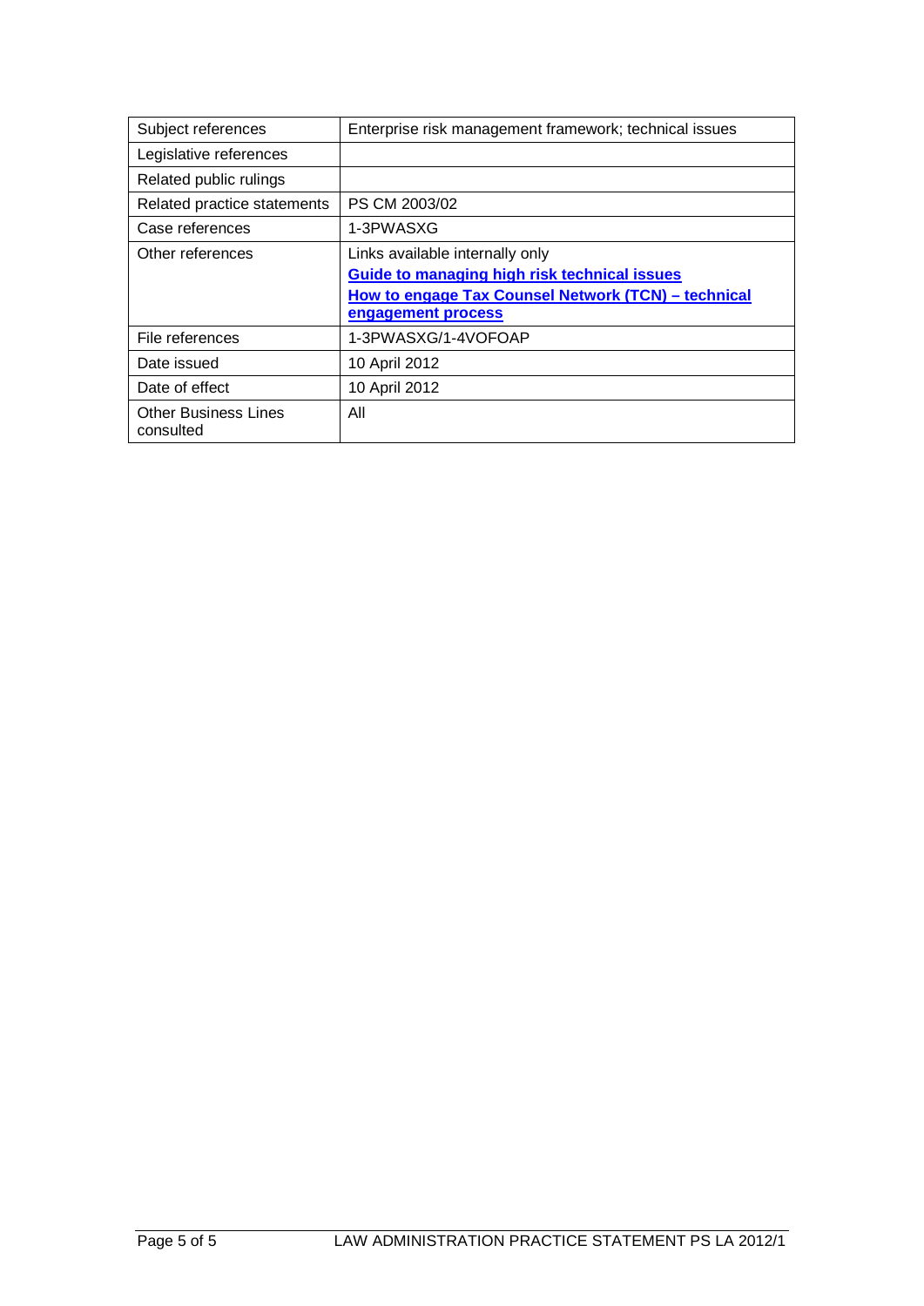| | |
|---|---|
| Subject references | Enterprise risk management framework; technical issues |
| Legislative references | |
| Related public rulings | |
| Related practice statements | PS CM 2003/02 |
| Case references | 1-3PWASXG |
| Other references | Links available internally only<br>**Guide to managing high risk technical issues**<br>**How to engage Tax Counsel Network (TCN) – technical engagement process** |
| File references | 1-3PWASXG/1-4VOFOAP |
| Date issued | 10 April 2012 |
| Date of effect | 10 April 2012 |
| Other Business Lines consulted | All |